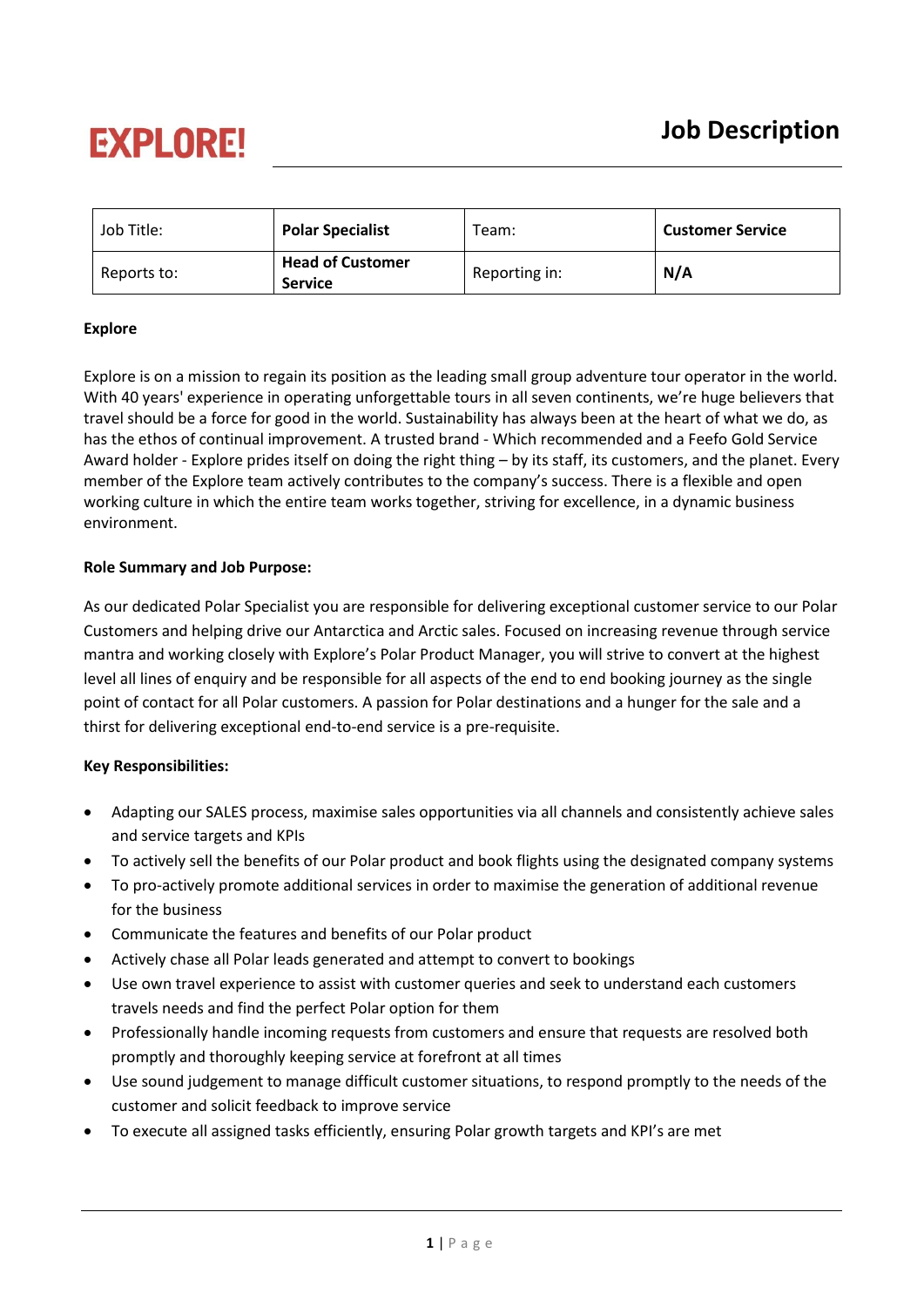EXPLORE!

# Job Description

| Job Title: | **Polar Specialist** | Team: | **Customer Service** |
|---|---|---|---|
| Reports to: | **Head of Customer Service** | Reporting in: | **N/A** |

**Explore**

Explore is on a mission to regain its position as the leading small group adventure tour operator in the world. With 40 years' experience in operating unforgettable tours in all seven continents, we're huge believers that travel should be a force for good in the world. Sustainability has always been at the heart of what we do, as has the ethos of continual improvement. A trusted brand - Which recommended and a Feefo Gold Service Award holder - Explore prides itself on doing the right thing – by its staff, its customers, and the planet. Every member of the Explore team actively contributes to the company's success. There is a flexible and open working culture in which the entire team works together, striving for excellence, in a dynamic business environment.

**Role Summary and Job Purpose:**

As our dedicated Polar Specialist you are responsible for delivering exceptional customer service to our Polar Customers and helping drive our Antarctica and Arctic sales. Focused on increasing revenue through service mantra and working closely with Explore's Polar Product Manager, you will strive to convert at the highest level all lines of enquiry and be responsible for all aspects of the end to end booking journey as the single point of contact for all Polar customers. A passion for Polar destinations and a hunger for the sale and a thirst for delivering exceptional end-to-end service is a pre-requisite.

**Key Responsibilities:**

- Adapting our SALES process, maximise sales opportunities via all channels and consistently achieve sales and service targets and KPIs
- To actively sell the benefits of our Polar product and book flights using the designated company systems
- To pro-actively promote additional services in order to maximise the generation of additional revenue for the business
- Communicate the features and benefits of our Polar product
- Actively chase all Polar leads generated and attempt to convert to bookings
- Use own travel experience to assist with customer queries and seek to understand each customers travels needs and find the perfect Polar option for them
- Professionally handle incoming requests from customers and ensure that requests are resolved both promptly and thoroughly keeping service at forefront at all times
- Use sound judgement to manage difficult customer situations, to respond promptly to the needs of the customer and solicit feedback to improve service
- To execute all assigned tasks efficiently, ensuring Polar growth targets and KPI's are met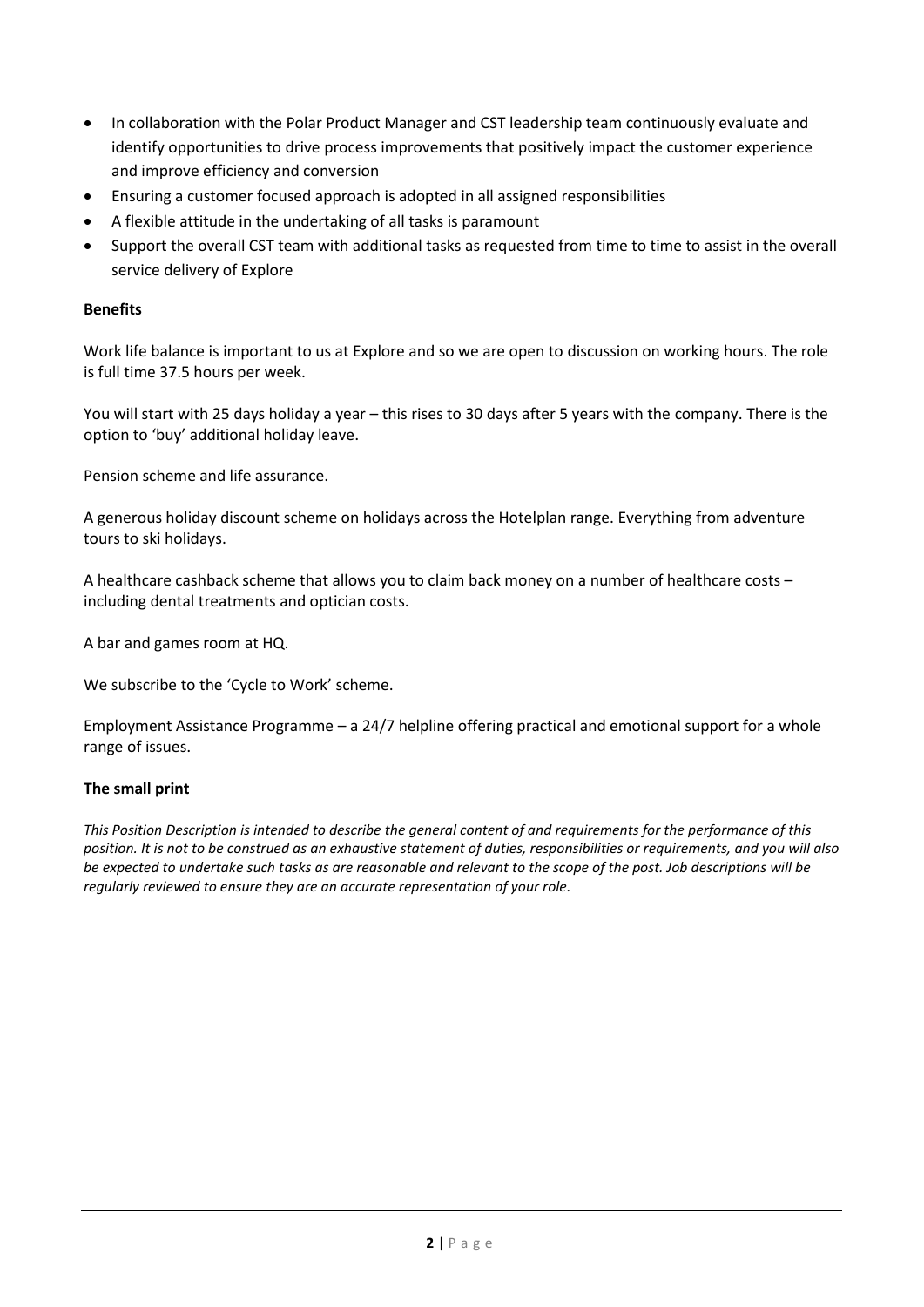- In collaboration with the Polar Product Manager and CST leadership team continuously evaluate and identify opportunities to drive process improvements that positively impact the customer experience and improve efficiency and conversion
- Ensuring a customer focused approach is adopted in all assigned responsibilities
- A flexible attitude in the undertaking of all tasks is paramount
- Support the overall CST team with additional tasks as requested from time to time to assist in the overall service delivery of Explore

**Benefits**

Work life balance is important to us at Explore and so we are open to discussion on working hours. The role is full time 37.5 hours per week.

You will start with 25 days holiday a year – this rises to 30 days after 5 years with the company. There is the option to 'buy' additional holiday leave.

Pension scheme and life assurance.

A generous holiday discount scheme on holidays across the Hotelplan range. Everything from adventure tours to ski holidays.

A healthcare cashback scheme that allows you to claim back money on a number of healthcare costs – including dental treatments and optician costs.

A bar and games room at HQ.

We subscribe to the 'Cycle to Work' scheme.

Employment Assistance Programme – a 24/7 helpline offering practical and emotional support for a whole range of issues.

**The small print**

*This Position Description is intended to describe the general content of and requirements for the performance of this position. It is not to be construed as an exhaustive statement of duties, responsibilities or requirements, and you will also be expected to undertake such tasks as are reasonable and relevant to the scope of the post. Job descriptions will be regularly reviewed to ensure they are an accurate representation of your role.*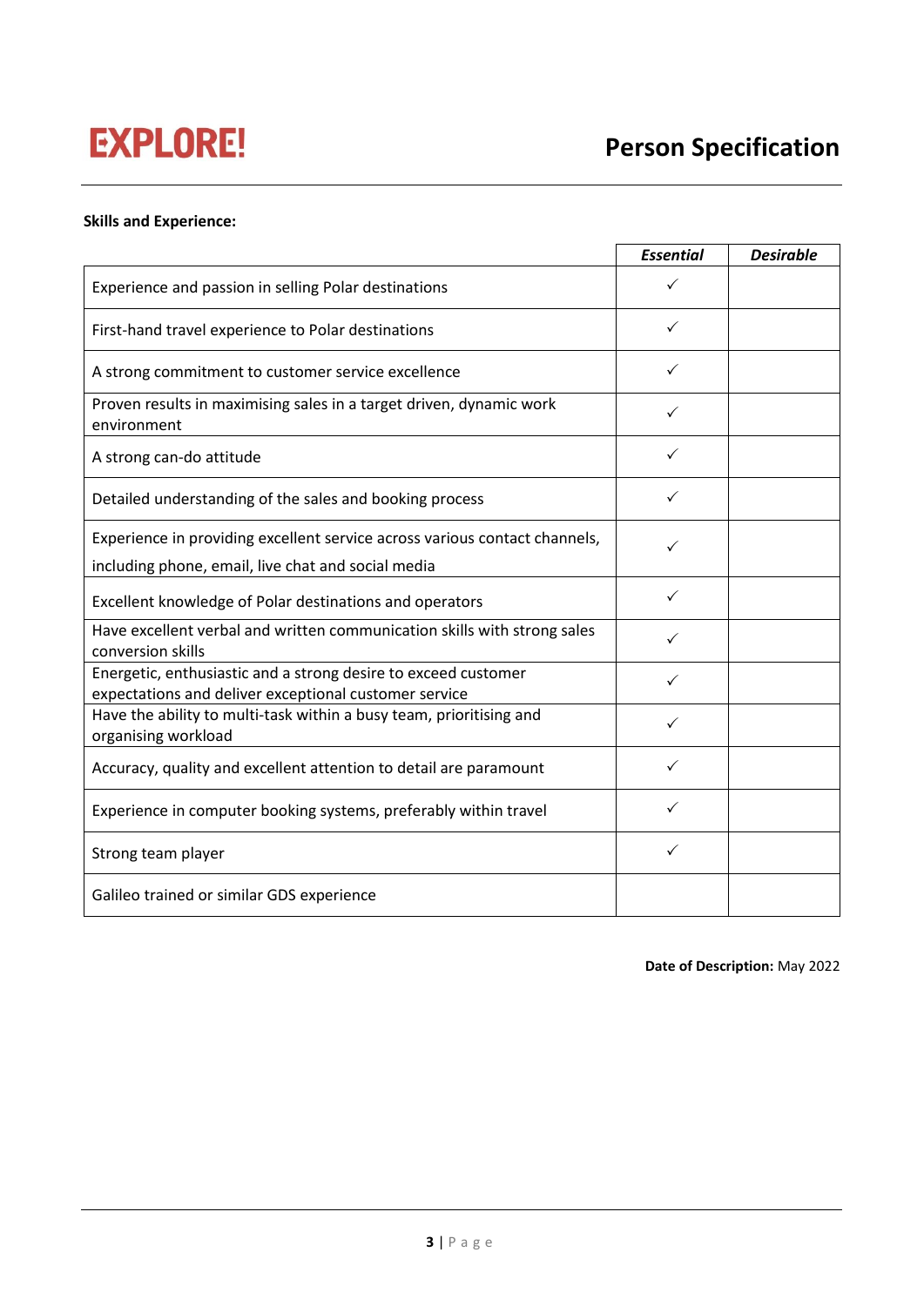**EXPLORE!**

# Person Specification

**Skills and Experience:**

| | *Essential* | *Desirable* |
|---|---|---|
| Experience and passion in selling Polar destinations | ✓ | |
| First-hand travel experience to Polar destinations | ✓ | |
| A strong commitment to customer service excellence | ✓ | |
| Proven results in maximising sales in a target driven, dynamic work environment | ✓ | |
| A strong can-do attitude | ✓ | |
| Detailed understanding of the sales and booking process | ✓ | |
| Experience in providing excellent service across various contact channels, including phone, email, live chat and social media | ✓ | |
| Excellent knowledge of Polar destinations and operators | ✓ | |
| Have excellent verbal and written communication skills with strong sales conversion skills | ✓ | |
| Energetic, enthusiastic and a strong desire to exceed customer expectations and deliver exceptional customer service | ✓ | |
| Have the ability to multi-task within a busy team, prioritising and organising workload | ✓ | |
| Accuracy, quality and excellent attention to detail are paramount | ✓ | |
| Experience in computer booking systems, preferably within travel | ✓ | |
| Strong team player | ✓ | |
| Galileo trained or similar GDS experience | | |

**Date of Description:** May 2022